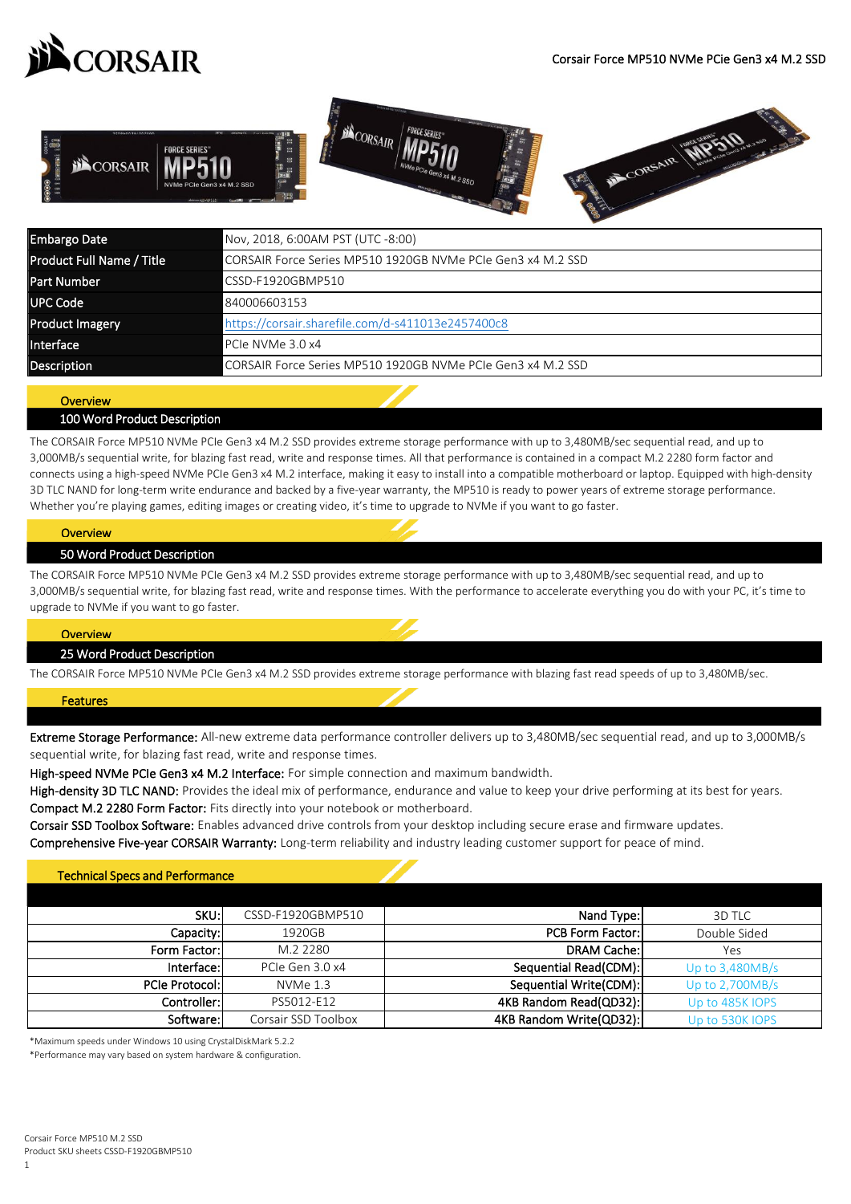Corsair Force MP510 NVMe PCIe Gen3 x4 M.2 SSD

| Embargo Date | Nov, 2018, 6:00AM PST (UTC -8:00) |
|---|---|
| Product Full Name / Title | CORSAIR Force Series MP510 1920GB NVMe PCIe Gen3 x4 M.2 SSD |
| Part Number | CSSD-F1920GBMP510 |
| UPC Code | 840006603153 |
| Product Imagery | https://corsair.sharefile.com/d-s411013e2457400c8 |
| Interface | PCIe NVMe 3.0 x4 |
| Description | CORSAIR Force Series MP510 1920GB NVMe PCIe Gen3 x4 M.2 SSD |

## Overview

### 100 Word Product Description

The CORSAIR Force MP510 NVMe PCIe Gen3 x4 M.2 SSD provides extreme storage performance with up to 3,480MB/sec sequential read, and up to 3,000MB/s sequential write, for blazing fast read, write and response times. All that performance is contained in a compact M.2 2280 form factor and connects using a high-speed NVMe PCIe Gen3 x4 M.2 interface, making it easy to install into a compatible motherboard or laptop. Equipped with high-density 3D TLC NAND for long-term write endurance and backed by a five-year warranty, the MP510 is ready to power years of extreme storage performance. Whether you're playing games, editing images or creating video, it's time to upgrade to NVMe if you want to go faster.

## Overview

### 50 Word Product Description

The CORSAIR Force MP510 NVMe PCIe Gen3 x4 M.2 SSD provides extreme storage performance with up to 3,480MB/sec sequential read, and up to 3,000MB/s sequential write, for blazing fast read, write and response times. With the performance to accelerate everything you do with your PC, it's time to upgrade to NVMe if you want to go faster.

## Overview

### 25 Word Product Description

The CORSAIR Force MP510 NVMe PCIe Gen3 x4 M.2 SSD provides extreme storage performance with blazing fast read speeds of up to 3,480MB/sec.

## Features

**Extreme Storage Performance:** All-new extreme data performance controller delivers up to 3,480MB/sec sequential read, and up to 3,000MB/s sequential write, for blazing fast read, write and response times.
**High-speed NVMe PCIe Gen3 x4 M.2 Interface:** For simple connection and maximum bandwidth.
**High-density 3D TLC NAND:** Provides the ideal mix of performance, endurance and value to keep your drive performing at its best for years.
**Compact M.2 2280 Form Factor:** Fits directly into your notebook or motherboard.
**Corsair SSD Toolbox Software:** Enables advanced drive controls from your desktop including secure erase and firmware updates.
**Comprehensive Five-year CORSAIR Warranty:** Long-term reliability and industry leading customer support for peace of mind.

## Technical Specs and Performance

| | | | |
|---|---|---|---|
| SKU: | CSSD-F1920GBMP510 | Nand Type: | 3D TLC |
| Capacity: | 1920GB | PCB Form Factor: | Double Sided |
| Form Factor: | M.2 2280 | DRAM Cache: | Yes |
| Interface: | PCIe Gen 3.0 x4 | Sequential Read(CDM): | Up to 3,480MB/s |
| PCIe Protocol: | NVMe 1.3 | Sequential Write(CDM): | Up to 2,700MB/s |
| Controller: | PS5012-E12 | 4KB Random Read(QD32): | Up to 485K IOPS |
| Software: | Corsair SSD Toolbox | 4KB Random Write(QD32): | Up to 530K IOPS |

*Maximum speeds under Windows 10 using CrystalDiskMark 5.2.2
*Performance may vary based on system hardware & configuration.

Corsair Force MP510 M.2 SSD
Product SKU sheets CSSD-F1920GBMP510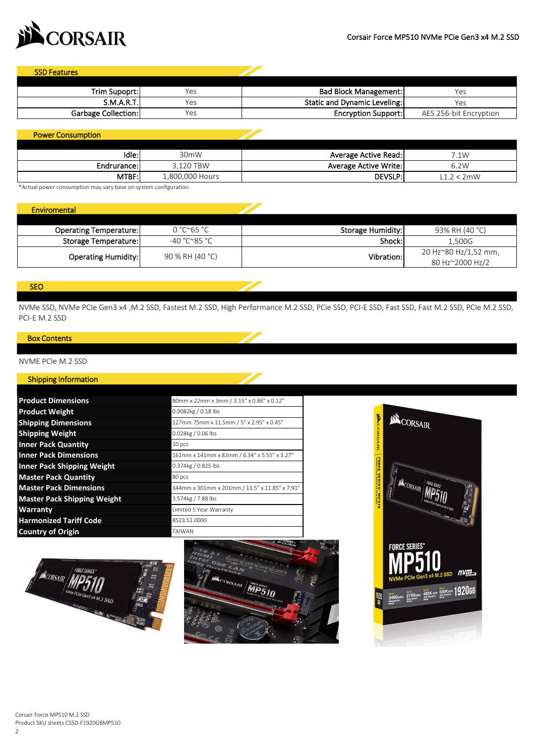## SSD Features

| | | | |
|---|---|---|---|
| Trim Suppopt: | Yes | Bad Block Management: | Yes |
| S.M.A.R.T. | Yes | Static and Dynamic Leveling: | Yes |
| Garbage Collection: | Yes | Encryption Support: | AES 256-bit Encryption |

## Power Consumption

| | | | |
|---|---|---|---|
| Idle: | 30mW | Average Active Read: | 7.1W |
| Endrurance: | 3,120 TBW | Average Active Write: | 6.2W |
| MTBF: | 1,800,000 Hours | DEVSLP: | L1.2 < 2mW |

*Actual power consumption may vary base on system configuration.

## Enviromental

| | | | |
|---|---|---|---|
| Operating Temperature: | 0 °C~65 °C | Storage Humidity: | 93% RH (40 °C) |
| Storage Temperature: | -40 °C~85 °C | Shock: | 1,500G |
| Operating Humidity: | 90 % RH (40 °C) | Vibration: | 20 Hz~80 Hz/1,52 mm, 80 Hz~2000 Hz/2 |

## SEO

NVMe SSD, NVMe PCIe Gen3 x4 ,M.2 SSD, Fastest M.2 SSD, High Performance M.2 SSD, PCIe SSD, PCI-E SSD, Fast SSD, Fast M.2 SSD, PCIe M.2 SSD, PCI-E M.2 SSD

## Box Contents

NVME PCIe M.2 SSD

## Shipping Information

| | |
|---|---|
| **Product Dimensions** | 80mm x 22mm x 3mm / 3.15" x 0.86" x 0.12" |
| **Product Weight** | 0.0082kg / 0.18 lbs |
| **Shipping Dimensions** | 127mm 75mm x 11.5mm / 5" x 2.95" x 0.45" |
| **Shipping Weight** | 0.028kg / 0.06 lbs |
| **Inner Pack Quantity** | 10 pcs |
| **Inner Pack Dimensions** | 161mm x 141mm x 83mm / 6.34" x 5.55" x 3.27" |
| **Inner Pack Shipping Weight** | 0.374kg / 0.825 lbs |
| **Master Pack Quantity** | 80 pcs |
| **Master Pack Dimensions** | 344mm x 301mm x 201mm / 13.5" x 11.85" x 7.91" |
| **Master Pack Shipping Weight** | 3.574kg / 7.88 lbs |
| **Warranty** | Limited 5 Year Warranty |
| **Harmonized Tariff Code** | 8523.51.0000 |
| **Country of Origin** | TAIWAN |

Corsair Force MP510 M.2 SSD
Product SKU sheets CSSD-F1920GBMP510